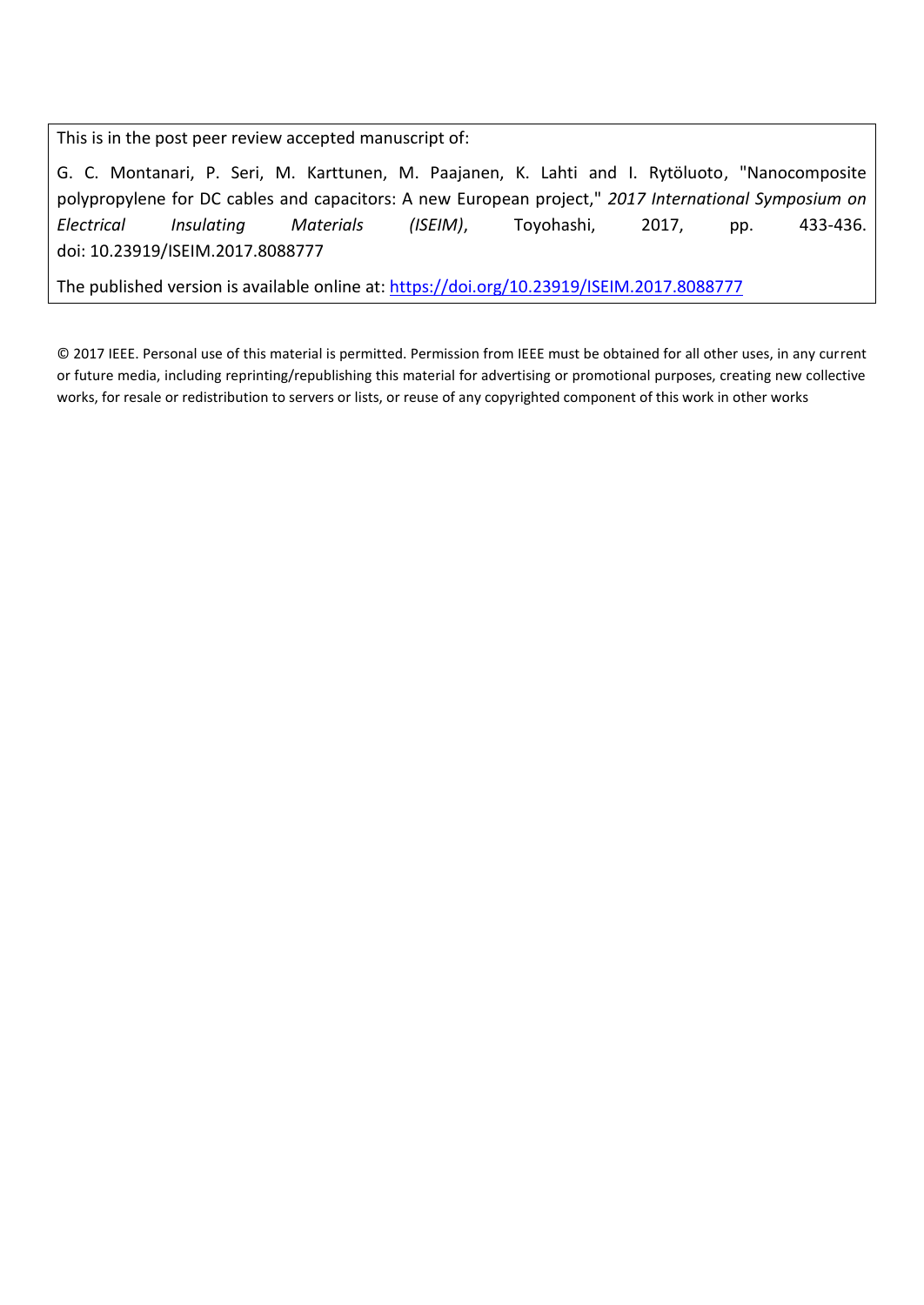This is in the post peer review accepted manuscript of:

G. C. Montanari, P. Seri, M. Karttunen, M. Paajanen, K. Lahti and I. Rytöluoto, "Nanocomposite polypropylene for DC cables and capacitors: A new European project," *2017 International Symposium on Electrical Insulating Materials (ISEIM)*, Toyohashi, 2017, pp. 433-436. doi: 10.23919/ISEIM.2017.8088777

The published version is available online at: [https://doi.org/10.23919/ISEIM.2017.8088777](https://doi.org/10.23919/ISEIM.2017.8088777)

© 2017 IEEE. Personal use of this material is permitted. Permission from IEEE must be obtained for all other uses, in any current or future media, including reprinting/republishing this material for advertising or promotional purposes, creating new collective works, for resale or redistribution to servers or lists, or reuse of any copyrighted component of this work in other works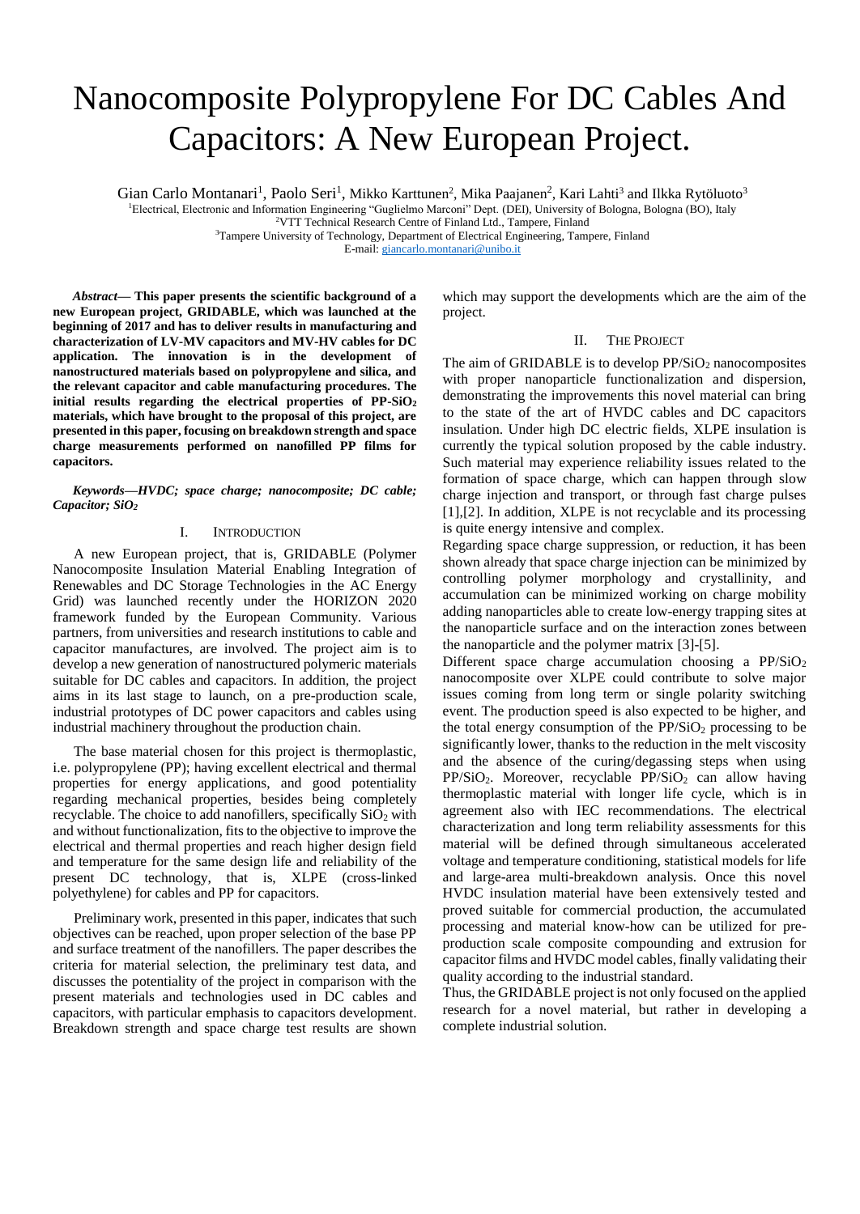# Nanocomposite Polypropylene For DC Cables And Capacitors: A New European Project.

Gian Carlo Montanari[1], Paolo Seri[1], Mikko Karttunen[2], Mika Paajanen[2], Kari Lahti[3] and Ilkka Rytöluoto[3]

[1]Electrical, Electronic and Information Engineering "Guglielmo Marconi" Dept. (DEI), University of Bologna, Bologna (BO), Italy
[2]VTT Technical Research Centre of Finland Ltd., Tampere, Finland
[3]Tampere University of Technology, Department of Electrical Engineering, Tampere, Finland
E-mail: giancarlo.montanari@unibo.it

***Abstract*— This paper presents the scientific background of a new European project, GRIDABLE, which was launched at the beginning of 2017 and has to deliver results in manufacturing and characterization of LV-MV capacitors and MV-HV cables for DC application. The innovation is in the development of nanostructured materials based on polypropylene and silica, and the relevant capacitor and cable manufacturing procedures. The initial results regarding the electrical properties of PP-$SiO_2$ materials, which have brought to the proposal of this project, are presented in this paper, focusing on breakdown strength and space charge measurements performed on nanofilled PP films for capacitors.**

***Keywords—HVDC; space charge; nanocomposite; DC cable; Capacitor; $SiO_2$***

## I. Introduction

A new European project, that is, GRIDABLE (Polymer Nanocomposite Insulation Material Enabling Integration of Renewables and DC Storage Technologies in the AC Energy Grid) was launched recently under the HORIZON 2020 framework funded by the European Community. Various partners, from universities and research institutions to cable and capacitor manufactures, are involved. The project aim is to develop a new generation of nanostructured polymeric materials suitable for DC cables and capacitors. In addition, the project aims in its last stage to launch, on a pre-production scale, industrial prototypes of DC power capacitors and cables using industrial machinery throughout the production chain.

The base material chosen for this project is thermoplastic, i.e. polypropylene (PP); having excellent electrical and thermal properties for energy applications, and good potentiality regarding mechanical properties, besides being completely recyclable. The choice to add nanofillers, specifically $SiO_2$ with and without functionalization, fits to the objective to improve the electrical and thermal properties and reach higher design field and temperature for the same design life and reliability of the present DC technology, that is, XLPE (cross-linked polyethylene) for cables and PP for capacitors.

Preliminary work, presented in this paper, indicates that such objectives can be reached, upon proper selection of the base PP and surface treatment of the nanofillers. The paper describes the criteria for material selection, the preliminary test data, and discusses the potentiality of the project in comparison with the present materials and technologies used in DC cables and capacitors, with particular emphasis to capacitors development. Breakdown strength and space charge test results are shown which may support the developments which are the aim of the project.

## II. The Project

The aim of GRIDABLE is to develop PP/$SiO_2$ nanocomposites with proper nanoparticle functionalization and dispersion, demonstrating the improvements this novel material can bring to the state of the art of HVDC cables and DC capacitors insulation. Under high DC electric fields, XLPE insulation is currently the typical solution proposed by the cable industry. Such material may experience reliability issues related to the formation of space charge, which can happen through slow charge injection and transport, or through fast charge pulses [1],[2]. In addition, XLPE is not recyclable and its processing is quite energy intensive and complex.

Regarding space charge suppression, or reduction, it has been shown already that space charge injection can be minimized by controlling polymer morphology and crystallinity, and accumulation can be minimized working on charge mobility adding nanoparticles able to create low-energy trapping sites at the nanoparticle surface and on the interaction zones between the nanoparticle and the polymer matrix [3]-[5].

Different space charge accumulation choosing a PP/$SiO_2$ nanocomposite over XLPE could contribute to solve major issues coming from long term or single polarity switching event. The production speed is also expected to be higher, and the total energy consumption of the PP/$SiO_2$ processing to be significantly lower, thanks to the reduction in the melt viscosity and the absence of the curing/degassing steps when using PP/$SiO_2$. Moreover, recyclable PP/$SiO_2$ can allow having thermoplastic material with longer life cycle, which is in agreement also with IEC recommendations. The electrical characterization and long term reliability assessments for this material will be defined through simultaneous accelerated voltage and temperature conditioning, statistical models for life and large-area multi-breakdown analysis. Once this novel HVDC insulation material have been extensively tested and proved suitable for commercial production, the accumulated processing and material know-how can be utilized for pre-production scale composite compounding and extrusion for capacitor films and HVDC model cables, finally validating their quality according to the industrial standard.

Thus, the GRIDABLE project is not only focused on the applied research for a novel material, but rather in developing a complete industrial solution.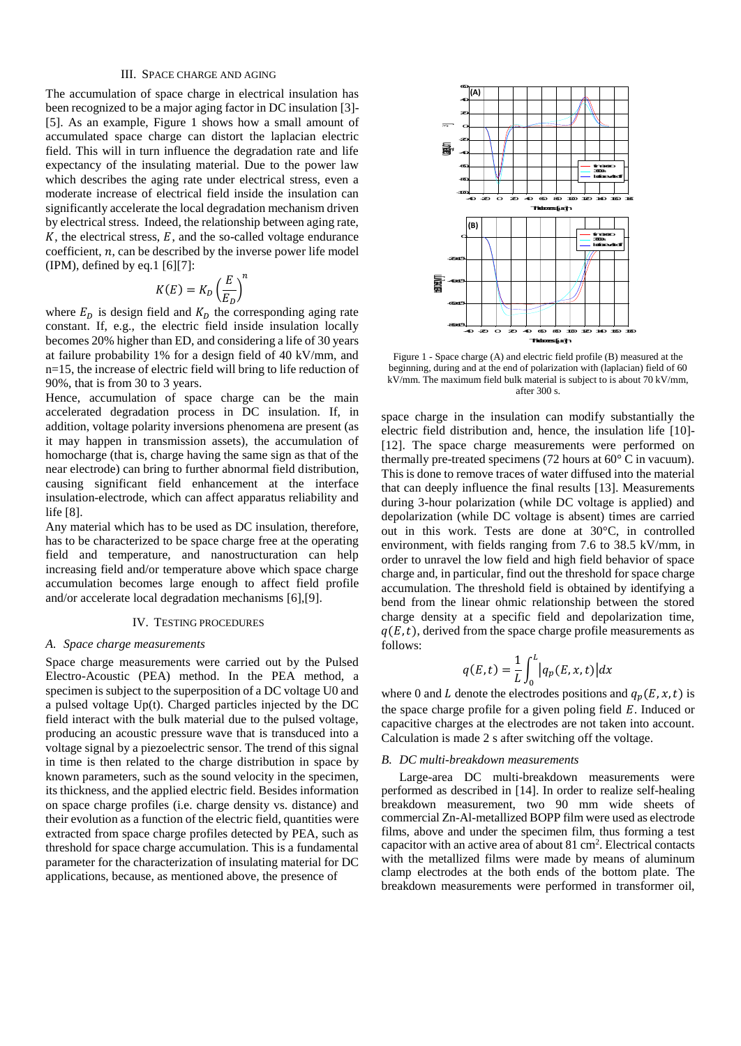## III. SPACE CHARGE AND AGING

The accumulation of space charge in electrical insulation has been recognized to be a major aging factor in DC insulation [3]-[5]. As an example, Figure 1 shows how a small amount of accumulated space charge can distort the laplacian electric field. This will in turn influence the degradation rate and life expectancy of the insulating material. Due to the power law which describes the aging rate under electrical stress, even a moderate increase of electrical field inside the insulation can significantly accelerate the local degradation mechanism driven by electrical stress. Indeed, the relationship between aging rate, $K$, the electrical stress, $E$, and the so-called voltage endurance coefficient, $n$, can be described by the inverse power life model (IPM), defined by eq.1 [6][7]:

$$K(E) = K_D \left(\frac{E}{E_D}\right)^n$$

where $E_D$ is design field and $K_D$ the corresponding aging rate constant. If, e.g., the electric field inside insulation locally becomes 20% higher than ED, and considering a life of 30 years at failure probability 1% for a design field of 40 kV/mm, and n=15, the increase of electric field will bring to life reduction of 90%, that is from 30 to 3 years.

Hence, accumulation of space charge can be the main accelerated degradation process in DC insulation. If, in addition, voltage polarity inversions phenomena are present (as it may happen in transmission assets), the accumulation of homocharge (that is, charge having the same sign as that of the near electrode) can bring to further abnormal field distribution, causing significant field enhancement at the interface insulation-electrode, which can affect apparatus reliability and life [8].

Any material which has to be used as DC insulation, therefore, has to be characterized to be space charge free at the operating field and temperature, and nanostructuration can help increasing field and/or temperature above which space charge accumulation becomes large enough to affect field profile and/or accelerate local degradation mechanisms [6],[9].

## IV. TESTING PROCEDURES

### A. Space charge measurements

Space charge measurements were carried out by the Pulsed Electro-Acoustic (PEA) method. In the PEA method, a specimen is subject to the superposition of a DC voltage U0 and a pulsed voltage Up(t). Charged particles injected by the DC field interact with the bulk material due to the pulsed voltage, producing an acoustic pressure wave that is transduced into a voltage signal by a piezoelectric sensor. The trend of this signal in time is then related to the charge distribution in space by known parameters, such as the sound velocity in the specimen, its thickness, and the applied electric field. Besides information on space charge profiles (i.e. charge density vs. distance) and their evolution as a function of the electric field, quantities were extracted from space charge profiles detected by PEA, such as threshold for space charge accumulation. This is a fundamental parameter for the characterization of insulating material for DC applications, because, as mentioned above, the presence of space charge in the insulation can modify substantially the electric field distribution and, hence, the insulation life [10]-[12]. The space charge measurements were performed on thermally pre-treated specimens (72 hours at 60° C in vacuum). This is done to remove traces of water diffused into the material that can deeply influence the final results [13]. Measurements during 3-hour polarization (while DC voltage is applied) and depolarization (while DC voltage is absent) times are carried out in this work. Tests are done at 30°C, in controlled environment, with fields ranging from 7.6 to 38.5 kV/mm, in order to unravel the low field and high field behavior of space charge and, in particular, find out the threshold for space charge accumulation. The threshold field is obtained by identifying a bend from the linear ohmic relationship between the stored charge density at a specific field and depolarization time, $q(E,t)$, derived from the space charge profile measurements as follows:

Figure 1 - Space charge (A) and electric field profile (B) measured at the beginning, during and at the end of polarization with (laplacian) field of 60 kV/mm. The maximum field bulk material is subject to is about 70 kV/mm, after 300 s.

$$q(E,t) = \frac{1}{L}\int_0^L \left|q_p(E,x,t)\right| dx$$

where 0 and $L$ denote the electrodes positions and $q_p(E,x,t)$ is the space charge profile for a given poling field $E$. Induced or capacitive charges at the electrodes are not taken into account. Calculation is made 2 s after switching off the voltage.

### B. DC multi-breakdown measurements

Large-area DC multi-breakdown measurements were performed as described in [14]. In order to realize self-healing breakdown measurement, two 90 mm wide sheets of commercial Zn-Al-metallized BOPP film were used as electrode films, above and under the specimen film, thus forming a test capacitor with an active area of about 81 cm$^2$. Electrical contacts with the metallized films were made by means of aluminum clamp electrodes at the both ends of the bottom plate. The breakdown measurements were performed in transformer oil,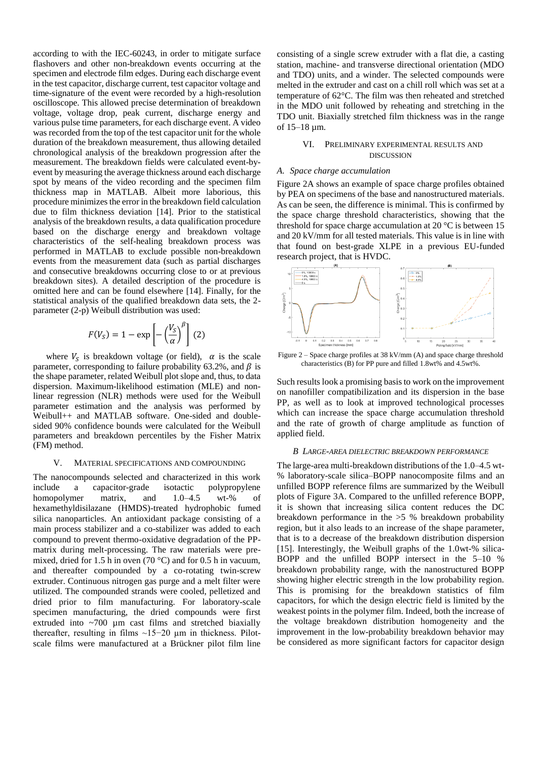according to with the IEC-60243, in order to mitigate surface flashovers and other non-breakdown events occurring at the specimen and electrode film edges. During each discharge event in the test capacitor, discharge current, test capacitor voltage and time-signature of the event were recorded by a high-resolution oscilloscope. This allowed precise determination of breakdown voltage, voltage drop, peak current, discharge energy and various pulse time parameters, for each discharge event. A video was recorded from the top of the test capacitor unit for the whole duration of the breakdown measurement, thus allowing detailed chronological analysis of the breakdown progression after the measurement. The breakdown fields were calculated event-by-event by measuring the average thickness around each discharge spot by means of the video recording and the specimen film thickness map in MATLAB. Albeit more laborious, this procedure minimizes the error in the breakdown field calculation due to film thickness deviation [14]. Prior to the statistical analysis of the breakdown results, a data qualification procedure based on the discharge energy and breakdown voltage characteristics of the self-healing breakdown process was performed in MATLAB to exclude possible non-breakdown events from the measurement data (such as partial discharges and consecutive breakdowns occurring close to or at previous breakdown sites). A detailed description of the procedure is omitted here and can be found elsewhere [14]. Finally, for the statistical analysis of the qualified breakdown data sets, the 2-parameter (2-p) Weibull distribution was used:

$$F(V_S) = 1 - \exp\left[-\left(\frac{V_S}{\alpha}\right)^{\beta}\right] \quad (2)$$

where $V_S$ is breakdown voltage (or field), $\alpha$ is the scale parameter, corresponding to failure probability 63.2%, and $\beta$ is the shape parameter, related Weibull plot slope and, thus, to data dispersion. Maximum-likelihood estimation (MLE) and non-linear regression (NLR) methods were used for the Weibull parameter estimation and the analysis was performed by Weibull++ and MATLAB software. One-sided and double-sided 90% confidence bounds were calculated for the Weibull parameters and breakdown percentiles by the Fisher Matrix (FM) method.

## V. Material specifications and compounding

The nanocompounds selected and characterized in this work include a capacitor-grade isotactic polypropylene homopolymer matrix, and 1.0–4.5 wt-% of hexamethyldisilazane (HMDS)-treated hydrophobic fumed silica nanoparticles. An antioxidant package consisting of a main process stabilizer and a co-stabilizer was added to each compound to prevent thermo-oxidative degradation of the PP-matrix during melt-processing. The raw materials were pre-mixed, dried for 1.5 h in oven (70 °C) and for 0.5 h in vacuum, and thereafter compounded by a co-rotating twin-screw extruder. Continuous nitrogen gas purge and a melt filter were utilized. The compounded strands were cooled, pelletized and dried prior to film manufacturing. For laboratory-scale specimen manufacturing, the dried compounds were first extruded into ~700 µm cast films and stretched biaxially thereafter, resulting in films ~15−20 µm in thickness. Pilot-scale films were manufactured at a Brückner pilot film line consisting of a single screw extruder with a flat die, a casting station, machine- and transverse directional orientation (MDO and TDO) units, and a winder. The selected compounds were melted in the extruder and cast on a chill roll which was set at a temperature of 62°C. The film was then reheated and stretched in the MDO unit followed by reheating and stretching in the TDO unit. Biaxially stretched film thickness was in the range of 15–18 µm.

## VI. Preliminary experimental results and discussion

### *A. Space charge accumulation*

Figure 2A shows an example of space charge profiles obtained by PEA on specimens of the base and nanostructured materials. As can be seen, the difference is minimal. This is confirmed by the space charge threshold characteristics, showing that the threshold for space charge accumulation at 20 °C is between 15 and 20 kV/mm for all tested materials. This value is in line with that found on best-grade XLPE in a previous EU-funded research project, that is HVDC.

Figure 2 – Space charge profiles at 38 kV/mm (A) and space charge threshold characteristics (B) for PP pure and filled 1.8wt% and 4.5wt%.

Such results look a promising basis to work on the improvement on nanofiller compatibilization and its dispersion in the base PP, as well as to look at improved technological processes which can increase the space charge accumulation threshold and the rate of growth of charge amplitude as function of applied field.

### *B Large-area dielectric breakdown performance*

The large-area multi-breakdown distributions of the 1.0–4.5 wt-% laboratory-scale silica–BOPP nanocomposite films and an unfilled BOPP reference films are summarized by the Weibull plots of Figure 3A. Compared to the unfilled reference BOPP, it is shown that increasing silica content reduces the DC breakdown performance in the >5 % breakdown probability region, but it also leads to an increase of the shape parameter, that is to a decrease of the breakdown distribution dispersion [15]. Interestingly, the Weibull graphs of the 1.0wt-% silica-BOPP and the unfilled BOPP intersect in the 5–10 % breakdown probability range, with the nanostructured BOPP showing higher electric strength in the low probability region. This is promising for the breakdown statistics of film capacitors, for which the design electric field is limited by the weakest points in the polymer film. Indeed, both the increase of the voltage breakdown distribution homogeneity and the improvement in the low-probability breakdown behavior may be considered as more significant factors for capacitor design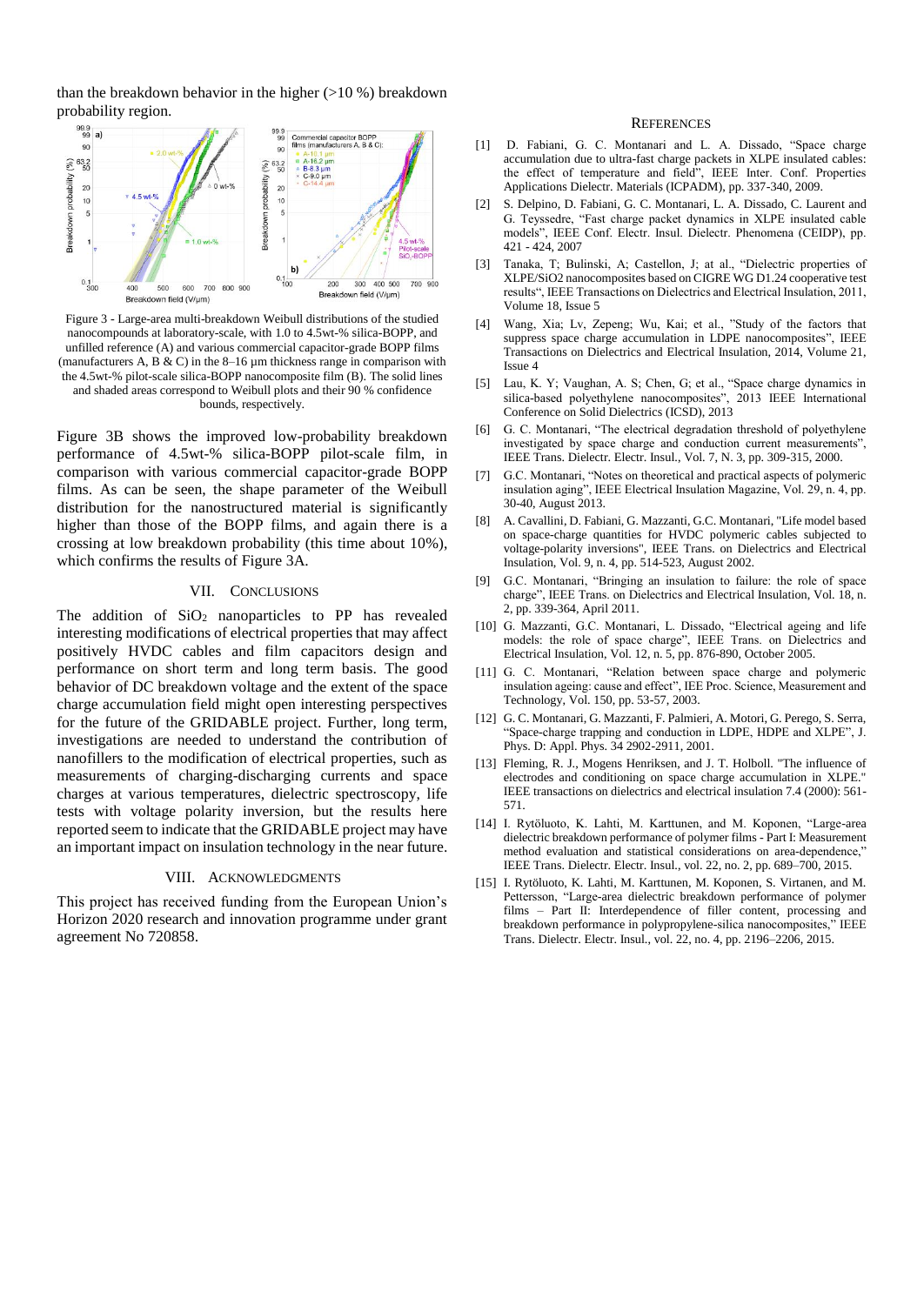than the breakdown behavior in the higher (>10 %) breakdown probability region.

a)

Breakdown probability (%)

99.9
99
90
63.2
50
20
10
5
1
0.1

2.0 wt-%
4.5 wt-%
0 wt-%
1.0 wt-%

300 400 500 600 700 800 900
Breakdown field (V/μm)

b)

Commercial capacitor BOPP films (manufacturers A, B & C):
A-10.1 μm
A-16.2 μm
B-8.3 μm
C-9.0 μm
C-14.4 μm

4.5 wt-% Pilot-scale $SiO_2$-BOPP

100 200 300 400 500 700 900
Breakdown field (V/μm)

Figure 3 - Large-area multi-breakdown Weibull distributions of the studied nanocompounds at laboratory-scale, with 1.0 to 4.5wt-% silica-BOPP, and unfilled reference (A) and various commercial capacitor-grade BOPP films (manufacturers A, B & C) in the 8–16 μm thickness range in comparison with the 4.5wt-% pilot-scale silica-BOPP nanocomposite film (B). The solid lines and shaded areas correspond to Weibull plots and their 90 % confidence bounds, respectively.

Figure 3B shows the improved low-probability breakdown performance of 4.5wt-% silica-BOPP pilot-scale film, in comparison with various commercial capacitor-grade BOPP films. As can be seen, the shape parameter of the Weibull distribution for the nanostructured material is significantly higher than those of the BOPP films, and again there is a crossing at low breakdown probability (this time about 10%), which confirms the results of Figure 3A.

## VII. CONCLUSIONS

The addition of $SiO_2$ nanoparticles to PP has revealed interesting modifications of electrical properties that may affect positively HVDC cables and film capacitors design and performance on short term and long term basis. The good behavior of DC breakdown voltage and the extent of the space charge accumulation field might open interesting perspectives for the future of the GRIDABLE project. Further, long term, investigations are needed to understand the contribution of nanofillers to the modification of electrical properties, such as measurements of charging-discharging currents and space charges at various temperatures, dielectric spectroscopy, life tests with voltage polarity inversion, but the results here reported seem to indicate that the GRIDABLE project may have an important impact on insulation technology in the near future.

## VIII. ACKNOWLEDGMENTS

This project has received funding from the European Union's Horizon 2020 research and innovation programme under grant agreement No 720858.

## REFERENCES

[1] D. Fabiani, G. C. Montanari and L. A. Dissado, "Space charge accumulation due to ultra-fast charge packets in XLPE insulated cables: the effect of temperature and field", IEEE Inter. Conf. Properties Applications Dielectr. Materials (ICPADM), pp. 337-340, 2009.

[2] S. Delpino, D. Fabiani, G. C. Montanari, L. A. Dissado, C. Laurent and G. Teyssedre, "Fast charge packet dynamics in XLPE insulated cable models", IEEE Conf. Electr. Insul. Dielectr. Phenomena (CEIDP), pp. 421 - 424, 2007

[3] Tanaka, T; Bulinski, A; Castellon, J; at al., "Dielectric properties of XLPE/SiO2 nanocomposites based on CIGRE WG D1.24 cooperative test results", IEEE Transactions on Dielectrics and Electrical Insulation, 2011, Volume 18, Issue 5

[4] Wang, Xia; Lv, Zepeng; Wu, Kai; et al., "Study of the factors that suppress space charge accumulation in LDPE nanocomposites", IEEE Transactions on Dielectrics and Electrical Insulation, 2014, Volume 21, Issue 4

[5] Lau, K. Y; Vaughan, A. S; Chen, G; et al., "Space charge dynamics in silica-based polyethylene nanocomposites", 2013 IEEE International Conference on Solid Dielectrics (ICSD), 2013

[6] G. C. Montanari, "The electrical degradation threshold of polyethylene investigated by space charge and conduction current measurements", IEEE Trans. Dielectr. Electr. Insul., Vol. 7, N. 3, pp. 309-315, 2000.

[7] G.C. Montanari, "Notes on theoretical and practical aspects of polymeric insulation ageing", IEEE Electrical Insulation Magazine, Vol. 29, n. 4, pp. 30-40, August 2013.

[8] A. Cavallini, D. Fabiani, G. Mazzanti, G.C. Montanari, "Life model based on space-charge quantities for HVDC polymeric cables subjected to voltage-polarity inversions", IEEE Trans. on Dielectrics and Electrical Insulation, Vol. 9, n. 4, pp. 514-523, August 2002.

[9] G.C. Montanari, "Bringing an insulation to failure: the role of space charge", IEEE Trans. on Dielectrics and Electrical Insulation, Vol. 18, n. 2, pp. 339-364, April 2011.

[10] G. Mazzanti, G.C. Montanari, L. Dissado, "Electrical ageing and life models: the role of space charge", IEEE Trans. on Dielectrics and Electrical Insulation, Vol. 12, n. 5, pp. 876-890, October 2005.

[11] G. C. Montanari, "Relation between space charge and polymeric insulation ageing: cause and effect", IEE Proc. Science, Measurement and Technology, Vol. 150, pp. 53-57, 2003.

[12] G. C. Montanari, G. Mazzanti, F. Palmieri, A. Motori, G. Perego, S. Serra, "Space-charge trapping and conduction in LDPE, HDPE and XLPE", J. Phys. D: Appl. Phys. 34 2902-2911, 2001.

[13] Fleming, R. J., Mogens Henriksen, and J. T. Holboll. "The influence of electrodes and conditioning on space charge accumulation in XLPE." IEEE transactions on dielectrics and electrical insulation 7.4 (2000): 561-571.

[14] I. Rytöluoto, K. Lahti, M. Karttunen, and M. Koponen, "Large-area dielectric breakdown performance of polymer films - Part I: Measurement method evaluation and statistical considerations on area-dependence," IEEE Trans. Dielectr. Electr. Insul., vol. 22, no. 2, pp. 689–700, 2015.

[15] I. Rytöluoto, K. Lahti, M. Karttunen, M. Koponen, S. Virtanen, and M. Pettersson, "Large-area dielectric breakdown performance of polymer films – Part II: Interdependence of filler content, processing and breakdown performance in polypropylene-silica nanocomposites," IEEE Trans. Dielectr. Electr. Insul., vol. 22, no. 4, pp. 2196–2206, 2015.